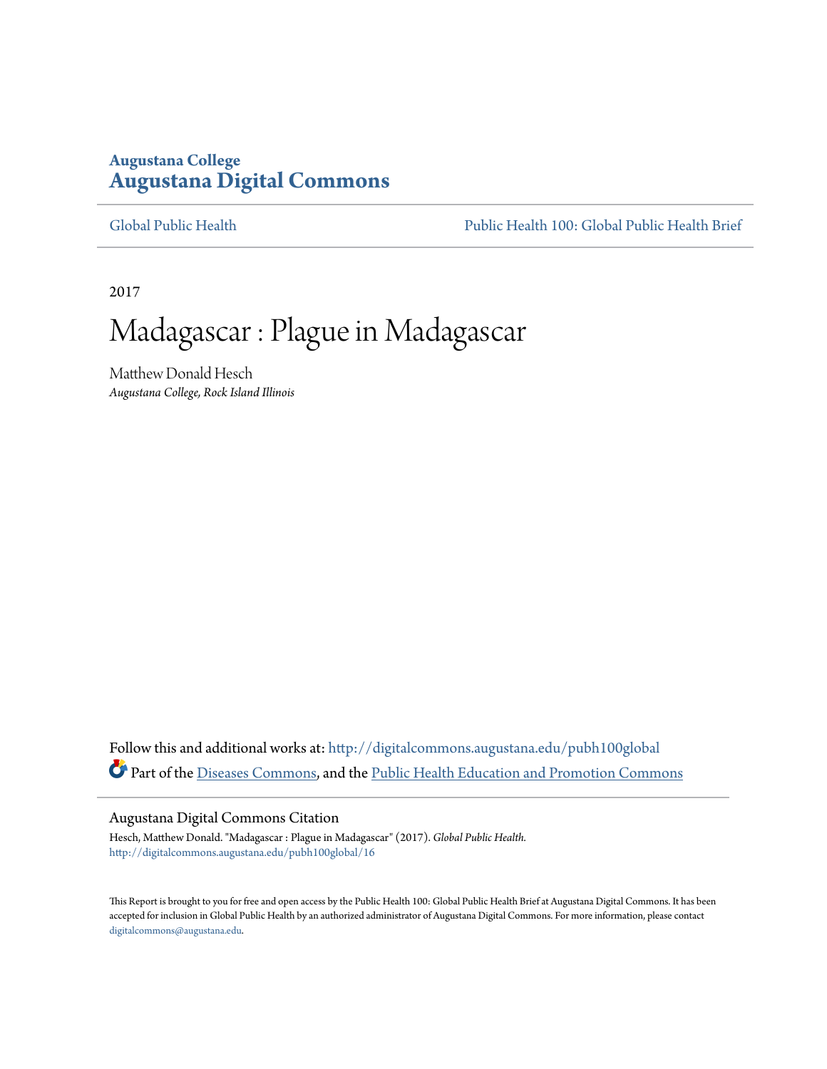**Augustana College**
# Augustana Digital Commons

Global Public Health | Public Health 100: Global Public Health Brief

2017

# Madagascar : Plague in Madagascar

Matthew Donald Hesch
*Augustana College, Rock Island Illinois*

Follow this and additional works at: http://digitalcommons.augustana.edu/pubh100global

Part of the Diseases Commons, and the Public Health Education and Promotion Commons

## Augustana Digital Commons Citation

Hesch, Matthew Donald. "Madagascar : Plague in Madagascar" (2017). *Global Public Health.*
http://digitalcommons.augustana.edu/pubh100global/16

This Report is brought to you for free and open access by the Public Health 100: Global Public Health Brief at Augustana Digital Commons. It has been accepted for inclusion in Global Public Health by an authorized administrator of Augustana Digital Commons. For more information, please contact digitalcommons@augustana.edu.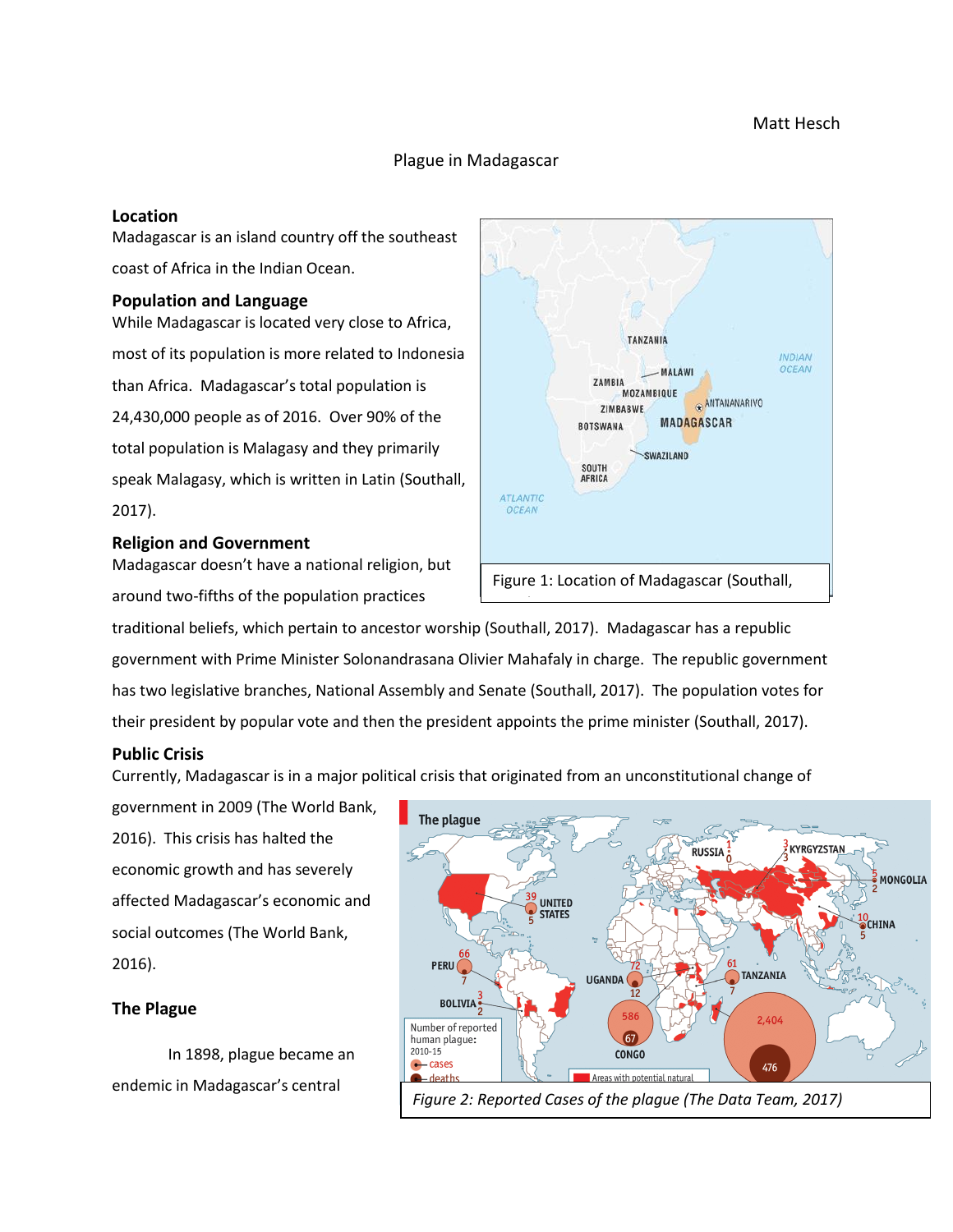Matt Hesch

# Plague in Madagascar

### Location

Madagascar is an island country off the southeast coast of Africa in the Indian Ocean.

### Population and Language

While Madagascar is located very close to Africa, most of its population is more related to Indonesia than Africa. Madagascar's total population is 24,430,000 people as of 2016. Over 90% of the total population is Malagasy and they primarily speak Malagasy, which is written in Latin (Southall, 2017).

Figure 1: Location of Madagascar (Southall,

### Religion and Government

Madagascar doesn't have a national religion, but around two-fifths of the population practices traditional beliefs, which pertain to ancestor worship (Southall, 2017). Madagascar has a republic government with Prime Minister Solonandrasana Olivier Mahafaly in charge. The republic government has two legislative branches, National Assembly and Senate (Southall, 2017). The population votes for their president by popular vote and then the president appoints the prime minister (Southall, 2017).

### Public Crisis

Currently, Madagascar is in a major political crisis that originated from an unconstitutional change of government in 2009 (The World Bank, 2016). This crisis has halted the economic growth and has severely affected Madagascar's economic and social outcomes (The World Bank, 2016).

*Figure 2: Reported Cases of the plague (The Data Team, 2017)*

### The Plague

In 1898, plague became an endemic in Madagascar's central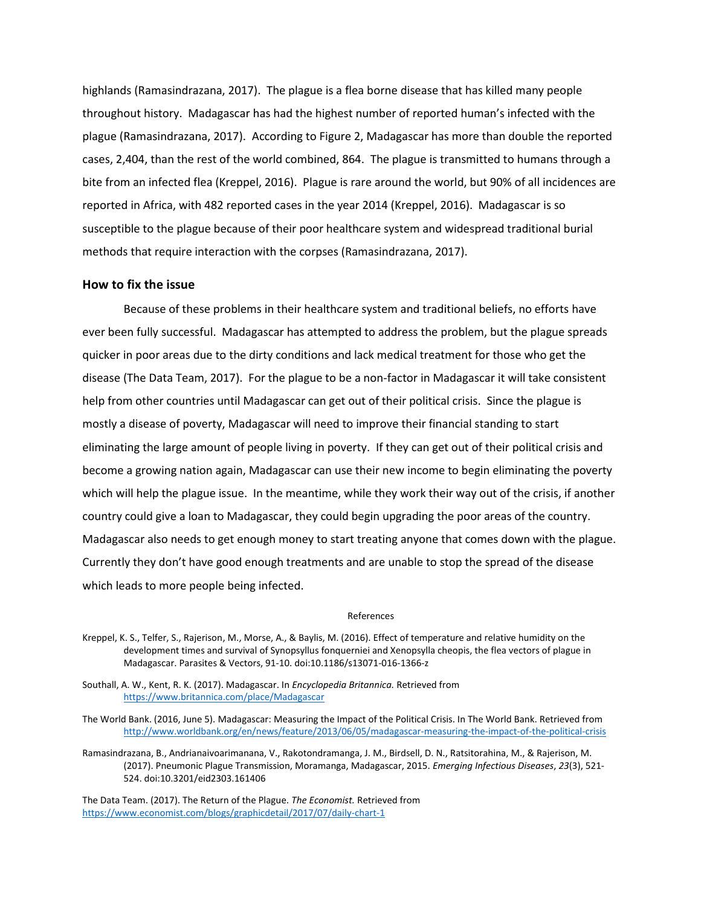highlands (Ramasindrazana, 2017). The plague is a flea borne disease that has killed many people throughout history. Madagascar has had the highest number of reported human's infected with the plague (Ramasindrazana, 2017). According to Figure 2, Madagascar has more than double the reported cases, 2,404, than the rest of the world combined, 864. The plague is transmitted to humans through a bite from an infected flea (Kreppel, 2016). Plague is rare around the world, but 90% of all incidences are reported in Africa, with 482 reported cases in the year 2014 (Kreppel, 2016). Madagascar is so susceptible to the plague because of their poor healthcare system and widespread traditional burial methods that require interaction with the corpses (Ramasindrazana, 2017).

## How to fix the issue

Because of these problems in their healthcare system and traditional beliefs, no efforts have ever been fully successful. Madagascar has attempted to address the problem, but the plague spreads quicker in poor areas due to the dirty conditions and lack medical treatment for those who get the disease (The Data Team, 2017). For the plague to be a non-factor in Madagascar it will take consistent help from other countries until Madagascar can get out of their political crisis. Since the plague is mostly a disease of poverty, Madagascar will need to improve their financial standing to start eliminating the large amount of people living in poverty. If they can get out of their political crisis and become a growing nation again, Madagascar can use their new income to begin eliminating the poverty which will help the plague issue. In the meantime, while they work their way out of the crisis, if another country could give a loan to Madagascar, they could begin upgrading the poor areas of the country. Madagascar also needs to get enough money to start treating anyone that comes down with the plague. Currently they don't have good enough treatments and are unable to stop the spread of the disease which leads to more people being infected.

References

Kreppel, K. S., Telfer, S., Rajerison, M., Morse, A., & Baylis, M. (2016). Effect of temperature and relative humidity on the development times and survival of Synopsyllus fonquerniei and Xenopsylla cheopis, the flea vectors of plague in Madagascar. Parasites & Vectors, 91-10. doi:10.1186/s13071-016-1366-z

Southall, A. W., Kent, R. K. (2017). Madagascar. In *Encyclopedia Britannica.* Retrieved from https://www.britannica.com/place/Madagascar

The World Bank. (2016, June 5). Madagascar: Measuring the Impact of the Political Crisis. In The World Bank. Retrieved from http://www.worldbank.org/en/news/feature/2013/06/05/madagascar-measuring-the-impact-of-the-political-crisis

Ramasindrazana, B., Andrianaivoarimanana, V., Rakotondramanga, J. M., Birdsell, D. N., Ratsitorahina, M., & Rajerison, M. (2017). Pneumonic Plague Transmission, Moramanga, Madagascar, 2015. *Emerging Infectious Diseases*, *23*(3), 521-524. doi:10.3201/eid2303.161406

The Data Team. (2017). The Return of the Plague. *The Economist.* Retrieved from https://www.economist.com/blogs/graphicdetail/2017/07/daily-chart-1